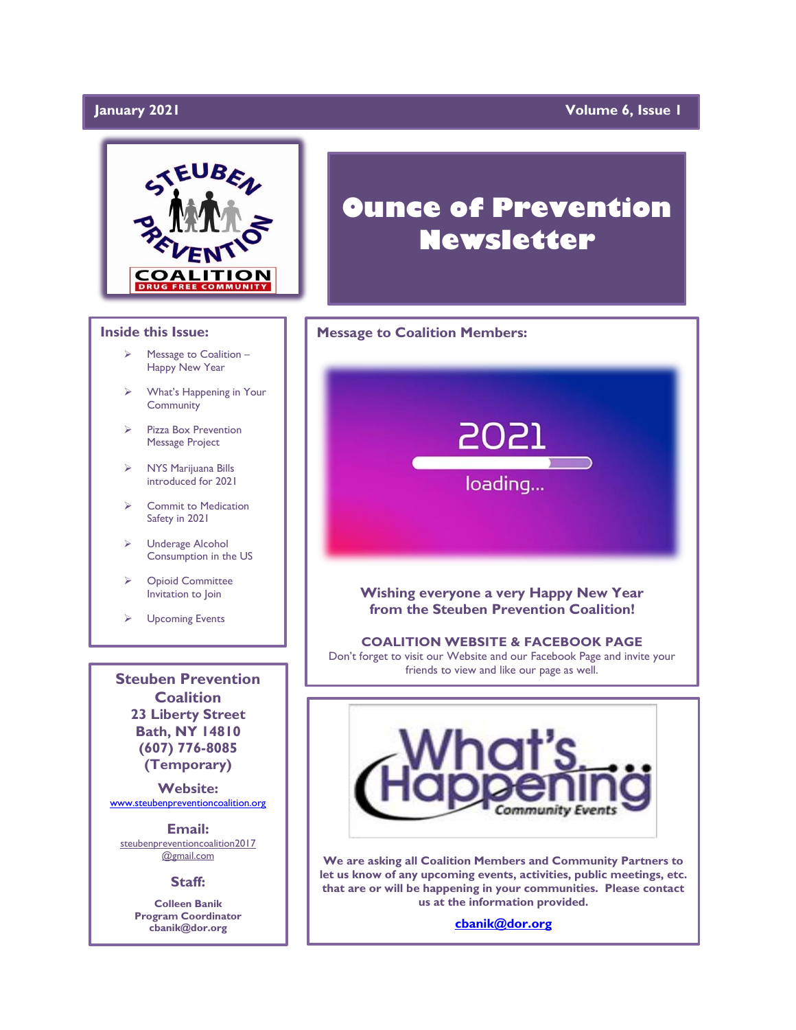January 2021 — Volume 6, Issue 1

# Ounce of Prevention Newsletter

## Inside this Issue:

- Message to Coalition – Happy New Year
- What's Happening in Your Community
- Pizza Box Prevention Message Project
- NYS Marijuana Bills introduced for 2021
- Commit to Medication Safety in 2021
- Underage Alcohol Consumption in the US
- Opioid Committee Invitation to Join
- Upcoming Events

**Steuben Prevention Coalition**
**23 Liberty Street**
**Bath, NY 14810**
**(607) 776-8085**
**(Temporary)**

**Website:**
www.steubenpreventioncoalition.org

**Email:**
steubenpreventioncoalition2017@gmail.com

**Staff:**

**Colleen Banik**
**Program Coordinator**
**cbanik@dor.org**

## Message to Coalition Members:

**Wishing everyone a very Happy New Year from the Steuben Prevention Coalition!**

**COALITION WEBSITE & FACEBOOK PAGE**

Don't forget to visit our Website and our Facebook Page and invite your friends to view and like our page as well.

## What's Happening Community Events

**We are asking all Coalition Members and Community Partners to let us know of any upcoming events, activities, public meetings, etc. that are or will be happening in your communities. Please contact us at the information provided.**

**cbanik@dor.org**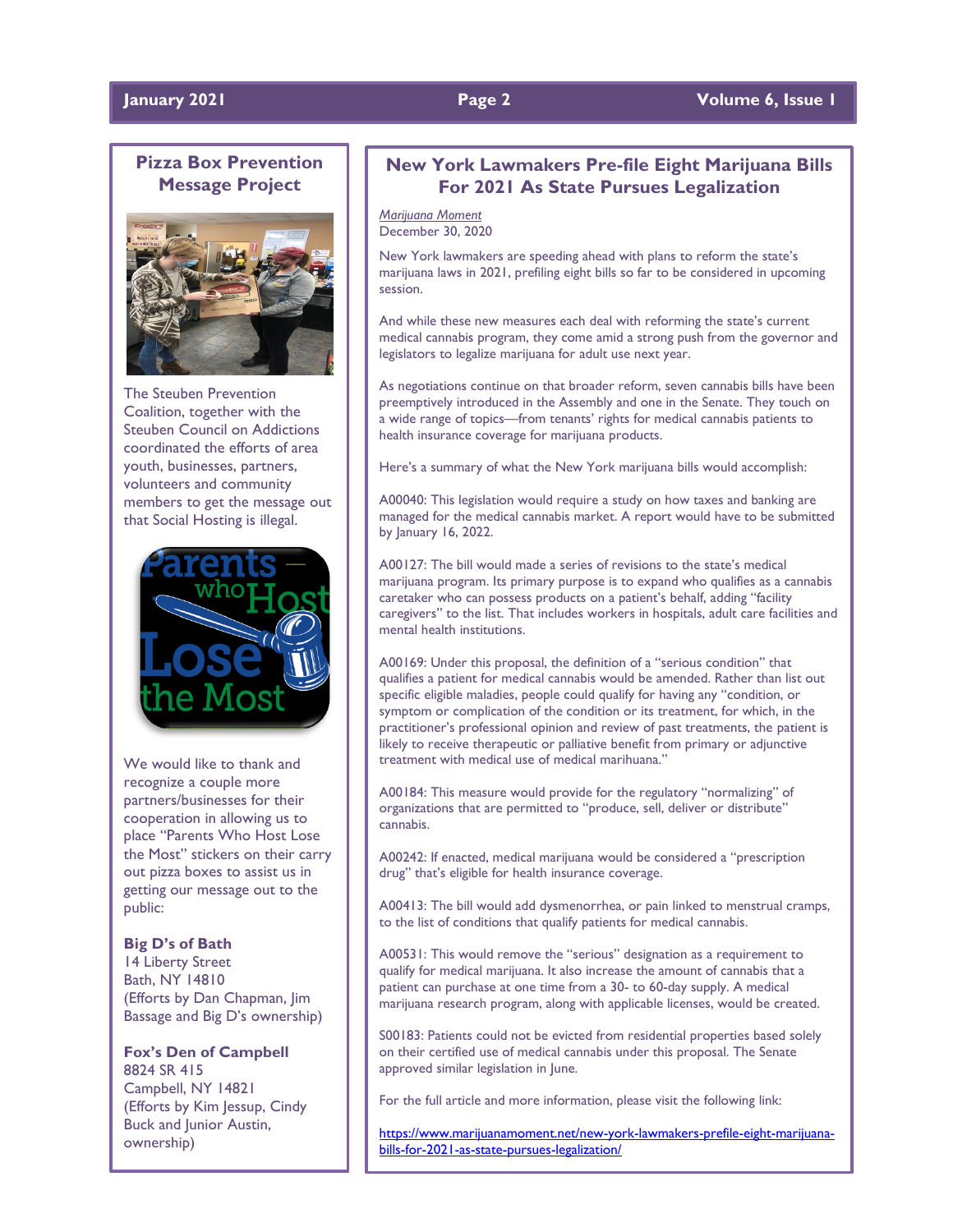## Pizza Box Prevention Message Project

The Steuben Prevention Coalition, together with the Steuben Council on Addictions coordinated the efforts of area youth, businesses, partners, volunteers and community members to get the message out that Social Hosting is illegal.

We would like to thank and recognize a couple more partners/businesses for their cooperation in allowing us to place "Parents Who Host Lose the Most" stickers on their carry out pizza boxes to assist us in getting our message out to the public:

**Big D's of Bath**
14 Liberty Street
Bath, NY 14810
(Efforts by Dan Chapman, Jim Bassage and Big D's ownership)

**Fox's Den of Campbell**
8824 SR 415
Campbell, NY 14821
(Efforts by Kim Jessup, Cindy Buck and Junior Austin, ownership)

## New York Lawmakers Pre-file Eight Marijuana Bills For 2021 As State Pursues Legalization

*Marijuana Moment*
December 30, 2020

New York lawmakers are speeding ahead with plans to reform the state's marijuana laws in 2021, prefiling eight bills so far to be considered in upcoming session.

And while these new measures each deal with reforming the state's current medical cannabis program, they come amid a strong push from the governor and legislators to legalize marijuana for adult use next year.

As negotiations continue on that broader reform, seven cannabis bills have been preemptively introduced in the Assembly and one in the Senate. They touch on a wide range of topics—from tenants' rights for medical cannabis patients to health insurance coverage for marijuana products.

Here's a summary of what the New York marijuana bills would accomplish:

A00040: This legislation would require a study on how taxes and banking are managed for the medical cannabis market. A report would have to be submitted by January 16, 2022.

A00127: The bill would made a series of revisions to the state's medical marijuana program. Its primary purpose is to expand who qualifies as a cannabis caretaker who can possess products on a patient's behalf, adding "facility caregivers" to the list. That includes workers in hospitals, adult care facilities and mental health institutions.

A00169: Under this proposal, the definition of a "serious condition" that qualifies a patient for medical cannabis would be amended. Rather than list out specific eligible maladies, people could qualify for having any "condition, or symptom or complication of the condition or its treatment, for which, in the practitioner's professional opinion and review of past treatments, the patient is likely to receive therapeutic or palliative benefit from primary or adjunctive treatment with medical use of medical marihuana."

A00184: This measure would provide for the regulatory "normalizing" of organizations that are permitted to "produce, sell, deliver or distribute" cannabis.

A00242: If enacted, medical marijuana would be considered a "prescription drug" that's eligible for health insurance coverage.

A00413: The bill would add dysmenorrhea, or pain linked to menstrual cramps, to the list of conditions that qualify patients for medical cannabis.

A00531: This would remove the "serious" designation as a requirement to qualify for medical marijuana. It also increase the amount of cannabis that a patient can purchase at one time from a 30- to 60-day supply. A medical marijuana research program, along with applicable licenses, would be created.

S00183: Patients could not be evicted from residential properties based solely on their certified use of medical cannabis under this proposal. The Senate approved similar legislation in June.

For the full article and more information, please visit the following link:

https://www.marijuanamoment.net/new-york-lawmakers-prefile-eight-marijuana-bills-for-2021-as-state-pursues-legalization/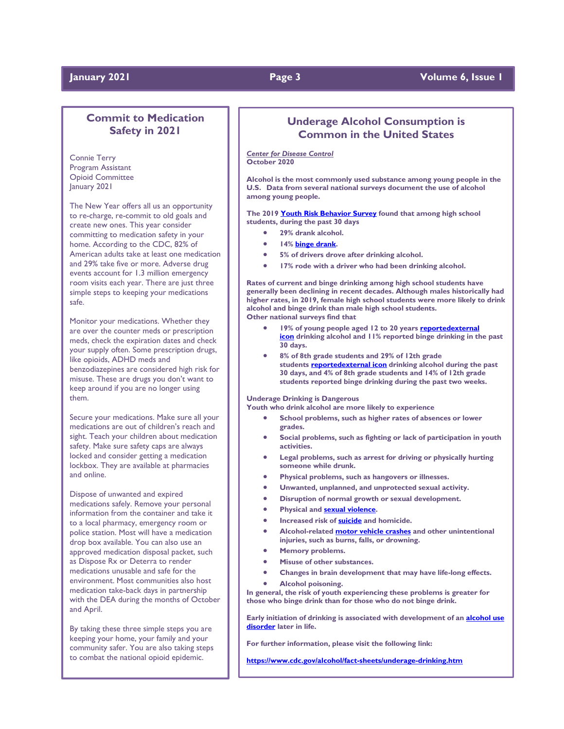## Commit to Medication Safety in 2021

Connie Terry
Program Assistant
Opioid Committee
January 2021

The New Year offers all us an opportunity to re-charge, re-commit to old goals and create new ones. This year consider committing to medication safety in your home. According to the CDC, 82% of American adults take at least one medication and 29% take five or more. Adverse drug events account for 1.3 million emergency room visits each year. There are just three simple steps to keeping your medications safe.

Monitor your medications. Whether they are over the counter meds or prescription meds, check the expiration dates and check your supply often. Some prescription drugs, like opioids, ADHD meds and benzodiazepines are considered high risk for misuse. These are drugs you don't want to keep around if you are no longer using them.

Secure your medications. Make sure all your medications are out of children's reach and sight. Teach your children about medication safety. Make sure safety caps are always locked and consider getting a medication lockbox. They are available at pharmacies and online.

Dispose of unwanted and expired medications safely. Remove your personal information from the container and take it to a local pharmacy, emergency room or police station. Most will have a medication drop box available. You can also use an approved medication disposal packet, such as Dispose Rx or Deterra to render medications unusable and safe for the environment. Most communities also host medication take-back days in partnership with the DEA during the months of October and April.

By taking these three simple steps you are keeping your home, your family and your community safer. You are also taking steps to combat the national opioid epidemic.

## Underage Alcohol Consumption is Common in the United States

***Center for Disease Control***
**October 2020**

**Alcohol is the most commonly used substance among young people in the U.S. Data from several national surveys document the use of alcohol among young people.**

**The 2019 Youth Risk Behavior Survey found that among high school students, during the past 30 days**

- **29% drank alcohol.**
- **14% binge drank.**
- **5% of drivers drove after drinking alcohol.**
- **17% rode with a driver who had been drinking alcohol.**

**Rates of current and binge drinking among high school students have generally been declining in recent decades. Although males historically had higher rates, in 2019, female high school students were more likely to drink alcohol and binge drink than male high school students.**
**Other national surveys find that**

- **19% of young people aged 12 to 20 years reportedexternal icon drinking alcohol and 11% reported binge drinking in the past 30 days.**
- **8% of 8th grade students and 29% of 12th grade students reportedexternal icon drinking alcohol during the past 30 days, and 4% of 8th grade students and 14% of 12th grade students reported binge drinking during the past two weeks.**

**Underage Drinking is Dangerous**
**Youth who drink alcohol are more likely to experience**

- **School problems, such as higher rates of absences or lower grades.**
- **Social problems, such as fighting or lack of participation in youth activities.**
- **Legal problems, such as arrest for driving or physically hurting someone while drunk.**
- **Physical problems, such as hangovers or illnesses.**
- **Unwanted, unplanned, and unprotected sexual activity.**
- **Disruption of normal growth or sexual development.**
- **Physical and sexual violence.**
- **Increased risk of suicide and homicide.**
- **Alcohol-related motor vehicle crashes and other unintentional injuries, such as burns, falls, or drowning.**
- **Memory problems.**
- **Misuse of other substances.**
- **Changes in brain development that may have life-long effects.**
- **Alcohol poisoning.**

**In general, the risk of youth experiencing these problems is greater for those who binge drink than for those who do not binge drink.**

**Early initiation of drinking is associated with development of an alcohol use disorder later in life.**

**For further information, please visit the following link:**

**https://www.cdc.gov/alcohol/fact-sheets/underage-drinking.htm**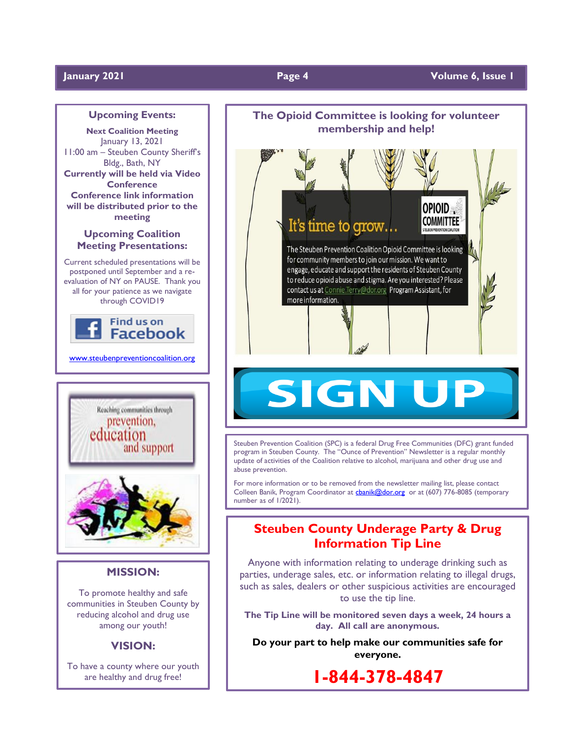## Upcoming Events:

**Next Coalition Meeting**
January 13, 2021
11:00 am – Steuben County Sheriff's Bldg., Bath, NY
**Currently will be held via Video Conference**
**Conference link information will be distributed prior to the meeting**

## Upcoming Coalition Meeting Presentations:

Current scheduled presentations will be postponed until September and a re-evaluation of NY on PAUSE. Thank you all for your patience as we navigate through COVID19

Find us on Facebook

www.steubenpreventioncoalition.org

Reaching communities through prevention, education and support

## MISSION:

To promote healthy and safe communities in Steuben County by reducing alcohol and drug use among our youth!

## VISION:

To have a county where our youth are healthy and drug free!

## The Opioid Committee is looking for volunteer membership and help!

It's time to grow…

OPIOID COMMITTEE
STEUBEN PREVENTION COALITION

The Steuben Prevention Coalition Opioid Committee is looking for community members to join our mission. We want to engage, educate and support the residents of Steuben County to reduce opioid abuse and stigma. Are you interested? Please contact us at Connie.Terry@dor.org Program Assistant, for more information.

SIGN UP

Steuben Prevention Coalition (SPC) is a federal Drug Free Communities (DFC) grant funded program in Steuben County. The "Ounce of Prevention" Newsletter is a regular monthly update of activities of the Coalition relative to alcohol, marijuana and other drug use and abuse prevention.

For more information or to be removed from the newsletter mailing list, please contact Colleen Banik, Program Coordinator at cbanik@dor.org or at (607) 776-8085 (temporary number as of 1/2021).

## Steuben County Underage Party & Drug Information Tip Line

Anyone with information relating to underage drinking such as parties, underage sales, etc. or information relating to illegal drugs, such as sales, dealers or other suspicious activities are encouraged to use the tip line.

**The Tip Line will be monitored seven days a week, 24 hours a day. All call are anonymous.**

**Do your part to help make our communities safe for everyone.**

**1-844-378-4847**